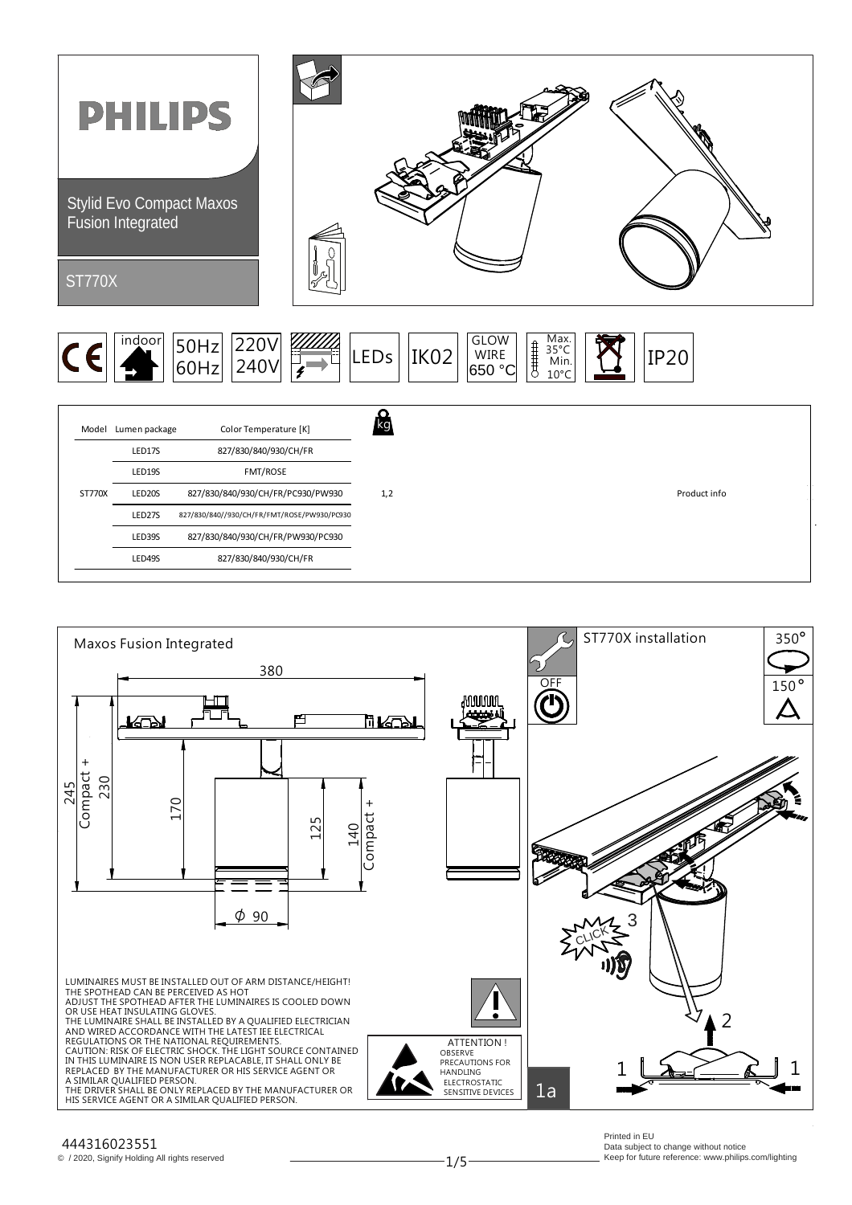# PHILIPS

## Stylid Evo Compact Maxos Fusion Integrated

ST770X

indoor | 50Hz 60Hz | 220V 240V | LEDs | IK02 | GLOW WIRE 650 °C | Max. 35°C Min. 10°C | IP20

| Model | Lumen package | Color Temperature [K] | kg |
|---|---|---|---|
| | LED17S | 827/830/840/930/CH/FR | |
| | LED19S | FMT/ROSE | |
| ST770X | LED20S | 827/830/840/930/CH/FR/PC930/PW930 | 1,2 |
| | LED27S | 827/830/840//930/CH/FR/FMT/ROSE/PW930/PC930 | |
| | LED39S | 827/830/840/930/CH/FR/PW930/PC930 | |
| | LED49S | 827/830/840/930/CH/FR | |

Product info

Maxos Fusion Integrated

380

245 Compact + 230

170

125

140 Compact +

ϕ 90

ST770X installation

350°

150°

OFF

CLICK 3

2

1 1

1a

LUMINAIRES MUST BE INSTALLED OUT OF ARM DISTANCE/HEIGHT!
THE SPOTHEAD CAN BE PERCEIVED AS HOT
ADJUST THE SPOTHEAD AFTER THE LUMINAIRES IS COOLED DOWN OR USE HEAT INSULATING GLOVES.
THE LUMINAIRE SHALL BE INSTALLED BY A QUALIFIED ELECTRICIAN AND WIRED ACCORDANCE WITH THE LATEST IEE ELECTRICAL REGULATIONS OR THE NATIONAL REQUIREMENTS.
CAUTION: RISK OF ELECTRIC SHOCK. THE LIGHT SOURCE CONTAINED IN THIS LUMINAIRE IS NON USER REPLACABLE, IT SHALL ONLY BE REPLACED BY THE MANUFACTURER OR HIS SERVICE AGENT OR A SIMILAR QUALIFIED PERSON.
THE DRIVER SHALL BE ONLY REPLACED BY THE MANUFACTURER OR HIS SERVICE AGENT OR A SIMILAR QUALIFIED PERSON.

ATTENTION !
OBSERVE PRECAUTIONS FOR HANDLING ELECTROSTATIC SENSITIVE DEVICES

444316023551
© / 2020, Signify Holding All rights reserved

Printed in EU
Data subject to change without notice
Keep for future reference: www.philips.com/lighting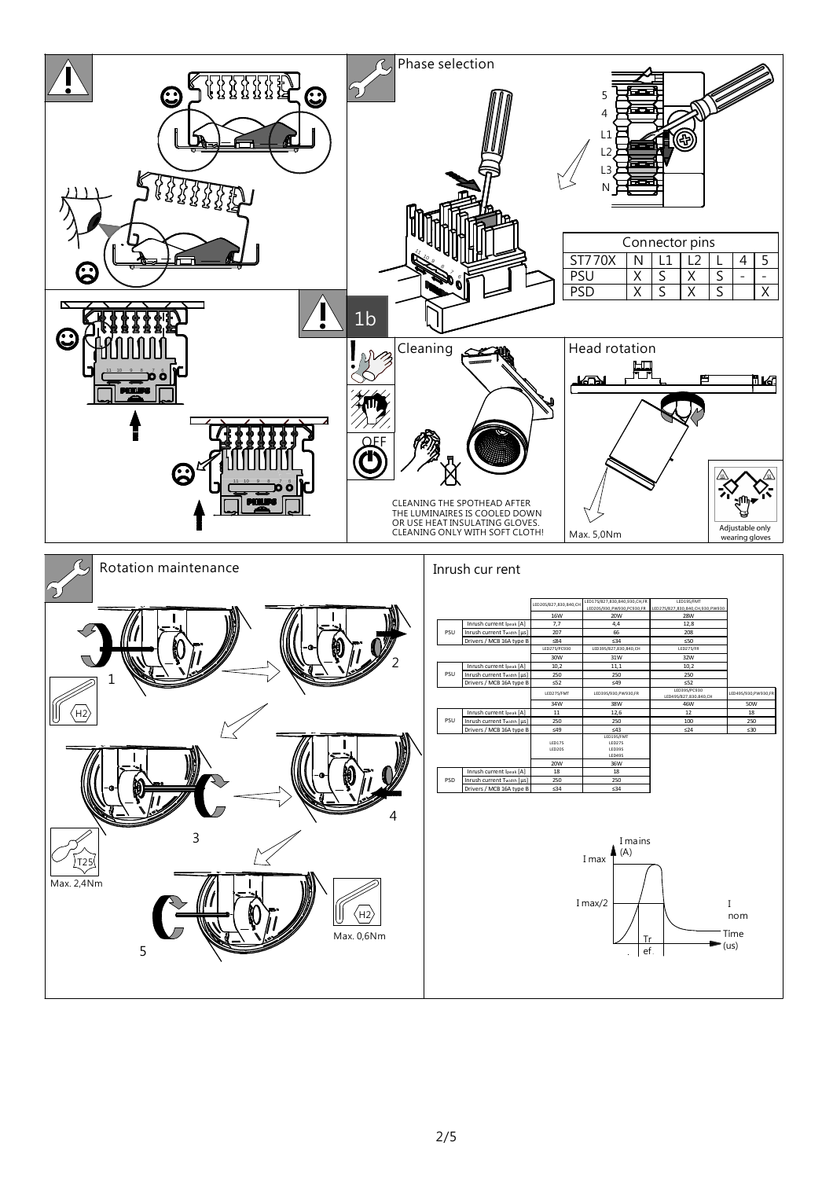## Phase selection

5
4
L1
L2
L3
N

| Connector pins | | | | | | |
|---|---|---|---|---|---|---|
| ST770X | N | L1 | L2 | L | 4 | 5 |
| PSU | X | S | X | S | - | - |
| PSD | X | S | X | S | | X |

1b

## Cleaning

OFF

CLEANING THE SPOTHEAD AFTER THE LUMINAIRES IS COOLED DOWN OR USE HEAT INSULATING GLOVES. CLEANING ONLY WITH SOFT CLOTH!

## Head rotation

Max. 5,0Nm

Adjustable only wearing gloves

## Rotation maintenance

1, 2, 3, 4, 5

H2

T25

Max. 2,4Nm

H2

Max. 0,6Nm

## Inrush cur rent

| | | LED20S/827,830,840,CH | LED17S/827,830,840,930,CH,FR LED20S/930_PW930,PC930,FR | LED19S/FMT LED27S/827,830,840,CH,930,PW930 | |
|---|---|---|---|---|---|
| | | 16W | 20W | 28W | |
| PSU | Inrush current $I_{peak}$ [A] | 7,7 | 4,4 | 12,8 | |
| | Inrush current $T_{width}$ [µs] | 207 | 66 | 208 | |
| | Drivers / MCB 16A type B | ≤84 | ≤34 | ≤50 | |
| | | LED27S/PC930 | LED39S/827,830,840,CH | LED27S/FR | |
| | | 30W | 31W | 32W | |
| PSU | Inrush current $I_{peak}$ [A] | 10,2 | 11,1 | 10,2 | |
| | Inrush current $T_{width}$ [µs] | 250 | 250 | 250 | |
| | Drivers / MCB 16A type B | ≤52 | ≤49 | ≤52 | |
| | | LED27S/FMT | LED39S/930,PW930,FR | LED39S/PC930 LED49S/827,830,840,CH | LED49S/930,PW930,FR |
| | | 34W | 38W | 46W | 50W |
| PSU | Inrush current $I_{peak}$ [A] | 11 | 12,6 | 12 | 18 |
| | Inrush current $T_{width}$ [µs] | 250 | 250 | 100 | 250 |
| | Drivers / MCB 16A type B | ≤49 | ≤43 | ≤24 | ≤30 |
| | | LED17S LED20S | LED19S/FMT LED27S LED39S LED49S | | |
| | | 20W | 36W | | |
| PSD | Inrush current $I_{peak}$ [A] | 18 | 18 | | |
| | Inrush current $T_{width}$ [µs] | 250 | 250 | | |
| | Drivers / MCB 16A type B | ≤34 | ≤34 | | |

I mains (A)

I max

I max/2

I nom

Tref.

Time (us)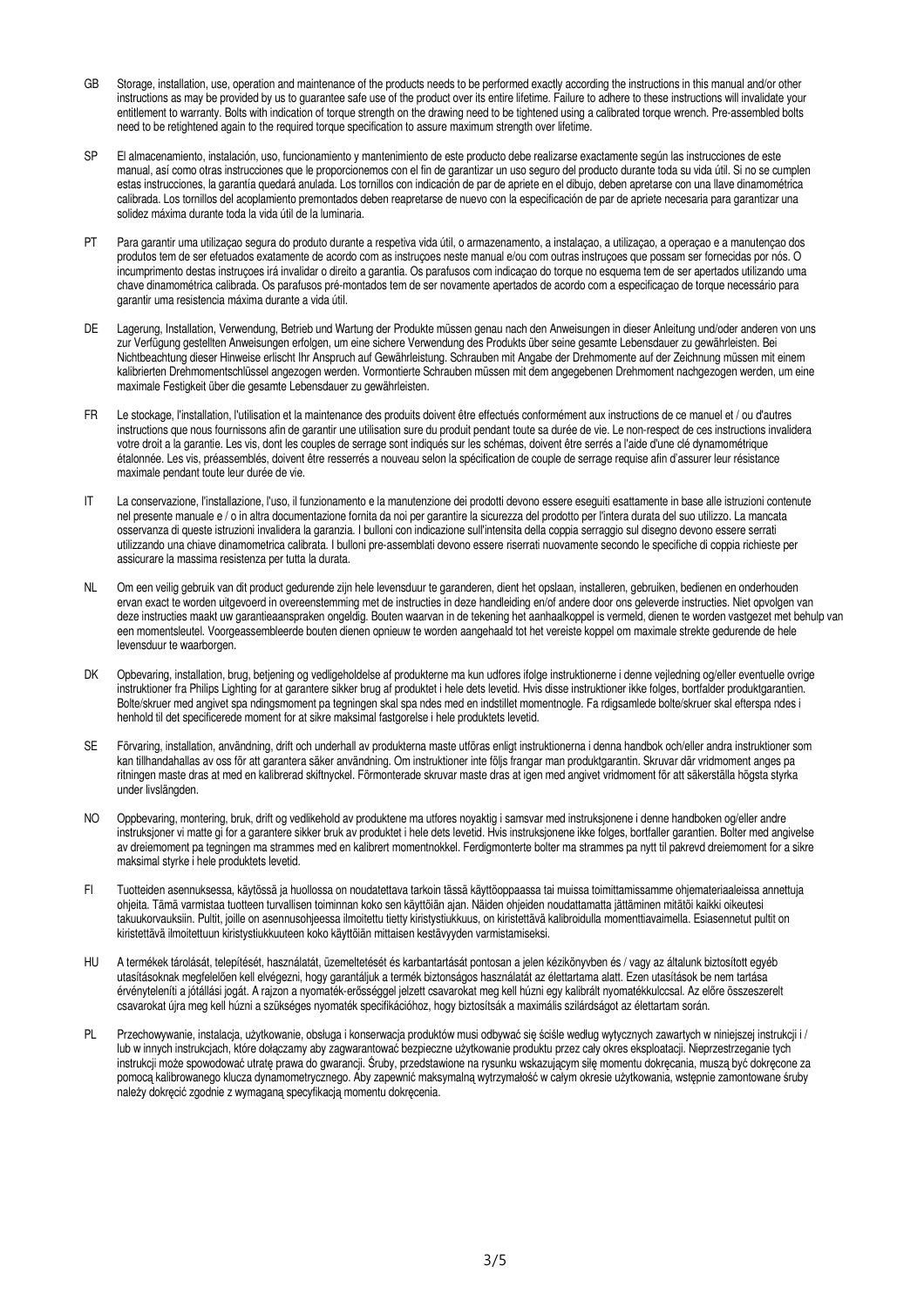GB Storage, installation, use, operation and maintenance of the products needs to be performed exactly according the instructions in this manual and/or other instructions as may be provided by us to guarantee safe use of the product over its entire lifetime. Failure to adhere to these instructions will invalidate your entitlement to warranty. Bolts with indication of torque strength on the drawing need to be tightened using a calibrated torque wrench. Pre-assembled bolts need to be retightened again to the required torque specification to assure maximum strength over lifetime.

SP El almacenamiento, instalación, uso, funcionamiento y mantenimiento de este producto debe realizarse exactamente según las instrucciones de este manual, así como otras instrucciones que le proporcionemos con el fin de garantizar un uso seguro del producto durante toda su vida útil. Si no se cumplen estas instrucciones, la garantía quedará anulada. Los tornillos con indicación de par de apriete en el dibujo, deben apretarse con una llave dinamométrica calibrada. Los tornillos del acoplamiento premontados deben reapretarse de nuevo con la especificación de par de apriete necesaria para garantizar una solidez máxima durante toda la vida útil de la luminaria.

PT Para garantir uma utilizaçao segura do produto durante a respetiva vida útil, o armazenamento, a instalaçao, a utilizaçao, a operaçao e a manutençao dos produtos tem de ser efetuados exatamente de acordo com as instruçoes neste manual e/ou com outras instruçoes que possam ser fornecidas por nós. O incumprimento destas instruçoes irá invalidar o direito a garantia. Os parafusos com indicaçao do torque no esquema tem de ser apertados utilizando uma chave dinamométrica calibrada. Os parafusos pré-montados tem de ser novamente apertados de acordo com a especificaçao de torque necessário para garantir uma resistencia máxima durante a vida útil.

DE Lagerung, Installation, Verwendung, Betrieb und Wartung der Produkte müssen genau nach den Anweisungen in dieser Anleitung und/oder anderen von uns zur Verfügung gestellten Anweisungen erfolgen, um eine sichere Verwendung des Produkts über seine gesamte Lebensdauer zu gewährleisten. Bei Nichtbeachtung dieser Hinweise erlischt Ihr Anspruch auf Gewährleistung. Schrauben mit Angabe der Drehmomente auf der Zeichnung müssen mit einem kalibrierten Drehmomentschlüssel angezogen werden. Vormontierte Schrauben müssen mit dem angegebenen Drehmoment nachgezogen werden, um eine maximale Festigkeit über die gesamte Lebensdauer zu gewährleisten.

FR Le stockage, l'installation, l'utilisation et la maintenance des produits doivent être effectués conformément aux instructions de ce manuel et / ou d'autres instructions que nous fournissons afin de garantir une utilisation sure du produit pendant toute sa durée de vie. Le non-respect de ces instructions invalidera votre droit a la garantie. Les vis, dont les couples de serrage sont indiqués sur les schémas, doivent être serrés a l'aide d'une clé dynamométrique étalonnée. Les vis, préassemblés, doivent être resserrés a nouveau selon la spécification de couple de serrage requise afin d'assurer leur résistance maximale pendant toute leur durée de vie.

IT La conservazione, l'installazione, l'uso, il funzionamento e la manutenzione dei prodotti devono essere eseguiti esattamente in base alle istruzioni contenute nel presente manuale e / o in altra documentazione fornita da noi per garantire la sicurezza del prodotto per l'intera durata del suo utilizzo. La mancata osservanza di queste istruzioni invalidera la garanzia. I bulloni con indicazione sull'intensita della coppia serraggio sul disegno devono essere serrati utilizzando una chiave dinamometrica calibrata. I bulloni pre-assemblati devono essere riserrati nuovamente secondo le specifiche di coppia richieste per assicurare la massima resistenza per tutta la durata.

NL Om een veilig gebruik van dit product gedurende zijn hele levensduur te garanderen, dient het opslaan, installeren, gebruiken, bedienen en onderhouden ervan exact te worden uitgevoerd in overeenstemming met de instructies in deze handleiding en/of andere door ons geleverde instructies. Niet opvolgen van deze instructies maakt uw garantieaanspraken ongeldig. Bouten waarvan in de tekening het aanhaalkoppel is vermeld, dienen te worden vastgezet met behulp van een momentsleutel. Voorgeassembleerde bouten dienen opnieuw te worden aangehaald tot het vereiste koppel om maximale strekte gedurende de hele levensduur te waarborgen.

DK Opbevaring, installation, brug, betjening og vedligeholdelse af produkterne ma kun udfores ifolge instruktionerne i denne vejledning og/eller eventuelle ovrige instruktioner fra Philips Lighting for at garantere sikker brug af produktet i hele dets levetid. Hvis disse instruktioner ikke folges, bortfalder produktgarantien. Bolte/skruer med angivet spa ndingsmoment pa tegningen skal spa ndes med en indstillet momentnogle. Fa rdigsamlede bolte/skruer skal efterspa ndes i henhold til det specificerede moment for at sikre maksimal fastgorelse i hele produktets levetid.

SE Förvaring, installation, användning, drift och underhall av produkterna maste utföras enligt instruktionerna i denna handbok och/eller andra instruktioner som kan tillhandahallas av oss för att garantera säker användning. Om instruktioner inte följs frangar man produktgarantin. Skruvar där vridmoment anges pa ritningen maste dras at med en kalibrerad skiftnyckel. Förmonterade skruvar maste dras at igen med angivet vridmoment för att säkerställa högsta styrka under livslängden.

NO Oppbevaring, montering, bruk, drift og vedlikehold av produktene ma utfores noyaktig i samsvar med instruksjonene i denne handboken og/eller andre instruksjoner vi matte gi for a garantere sikker bruk av produktet i hele dets levetid. Hvis instruksjonene ikke folges, bortfaller garantien. Bolter med angivelse av dreiemoment pa tegningen ma strammes med en kalibrert momentnokkel. Ferdigmonterte bolter ma strammes pa nytt til pakrevd dreiemoment for a sikre maksimal styrke i hele produktets levetid.

FI Tuotteiden asennuksessa, käytössä ja huollossa on noudatettava tarkoin tässä käyttöoppaassa tai muissa toimittamissamme ohjemateriaaleissa annettuja ohjeita. Tämä varmistaa tuotteen turvallisen toiminnan koko sen käyttöiän ajan. Näiden ohjeiden noudattamatta jättäminen mitätöi kaikki oikeutesi takuukorvauksiin. Pultit, joille on asennusohjeessa ilmoitettu tietty kiristystiukkuus, on kiristettävä kalibroidulla momenttiavaimella. Esiasennetut pultit on kiristettävä ilmoitettuun kiristystiukkuuteen koko käyttöiän mittaisen kestävyyden varmistamiseksi.

HU A termékek tárolását, telepítését, használatát, üzemeltetését és karbantartását pontosan a jelen kézikönyvben és / vagy az általunk biztosított egyéb utasításoknak megfelelően kell elvégezni, hogy garantáljuk a termék biztonságos használatát az élettartama alatt. Ezen utasítások be nem tartása érvényteleníti a jótállási jogát. A rajzon a nyomaték-erősséggel jelzett csavarokat meg kell húzni egy kalibrált nyomatékkulccsal. Az előre összeszerelt csavarokat újra meg kell húzni a szükséges nyomaték specifikációhoz, hogy biztosítsák a maximális szilárdságot az élettartam során.

PL Przechowywanie, instalacja, użytkowanie, obsługa i konserwacja produktów musi odbywać się ściśle według wytycznych zawartych w niniejszej instrukcji i / lub w innych instrukcjach, które dołączamy aby zagwarantować bezpieczne użytkowanie produktu przez cały okres eksploatacji. Nieprzestrzeganie tych instrukcji może spowodować utratę prawa do gwarancji. Śruby, przedstawione na rysunku wskazującym siłę momentu dokręcania, muszą być dokręcone za pomocą kalibrowanego klucza dynamometrycznego. Aby zapewnić maksymalną wytrzymałość w całym okresie użytkowania, wstępnie zamontowane śruby należy dokręcić zgodnie z wymaganą specyfikacją momentu dokręcenia.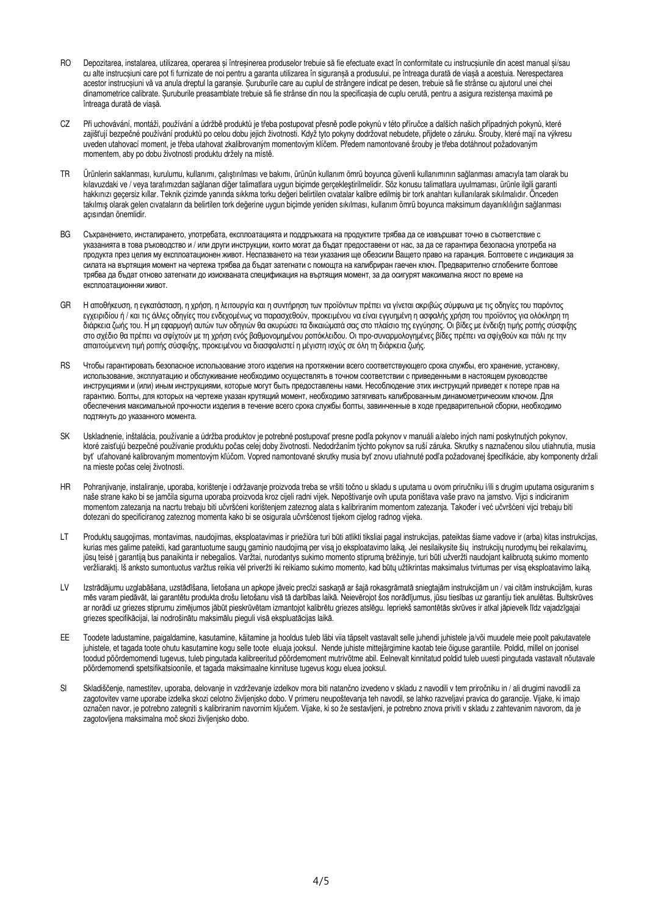RO Depozitarea, instalarea, utilizarea, operarea și întreșinerea produselor trebuie să fie efectuate exact în conformitate cu instrucșiunile din acest manual și/sau cu alte instrucșiuni care pot fi furnizate de noi pentru a garanta utilizarea în siguranșă a produsului, pe întreaga durată de viașă a acestuia. Nerespectarea acestor instrucșiuni vă va anula dreptul la garanșie. Șuruburile care au cuplul de strângere indicat pe desen, trebuie să fie strânse cu ajutorul unei chei dinamometrice calibrate. Șuruburile preasamblate trebuie să fie strânse din nou la specificașia de cuplu cerută, pentru a asigura rezistenșa maximă pe întreaga durată de viașă.

CZ Při uchovávání, montáži, používání a údržbě produktů je třeba postupovat přesně podle pokynů v této příručce a dalších našich případných pokynů, které zajišťují bezpečné používání produktů po celou dobu jejich životnosti. Když tyto pokyny dodržovat nebudete, přijdete o záruku. Šrouby, které mají na výkresu uveden utahovací moment, je třeba utahovat zkalibrovaným momentovým klíčem. Předem namontované šrouby je třeba dotáhnout požadovaným momentem, aby po dobu životnosti produktu držely na místě.

TR Ürünlerin saklanması, kurulumu, kullanımı, çalıştırılması ve bakımı, ürünün kullanım ömrü boyunca güvenli kullanımının sağlanması amacıyla tam olarak bu kılavuzdaki ve / veya tarafımızdan sağlanan diğer talimatlara uygun biçimde gerçekleştirilmelidir. Söz konusu talimatlara uyulmaması, ürünle ilgili garanti hakkınızı geçersiz kılar. Teknik çizimde yanında sıkma torku değeri belirtilen cıvatalar kalibre edilmiş bir tork anahtarı kullanılarak sıkılmalıdır. Önceden takılmış olarak gelen cıvataların da belirtilen tork değerine uygun biçimde yeniden sıkılması, kullanım ömrü boyunca maksimum dayanıklılığın sağlanması açısından önemlidir.

BG Съхранението, инсталирането, употребата, експлоатацията и поддръжката на продуктите трябва да се извършват точно в съответствие с указанията в това ръководство и / или други инструкции, които могат да бъдат предоставени от нас, за да се гарантира безопасна употреба на продукта през целия му експлоатационен живот. Неспазването на тези указания ще обезсили Вашето право на гаранция. Болтовете с индикация за силата на въртящия момент на чертежа трябва да бъдат затегнати с помощта на калибриран гаечен ключ. Предварително сглобените болтове трябва да бъдат отново затегнати до изискваната спецификация на въртящия момент, за да осигурят максимална якост по време на експлоатационния живот.

GR Η αποθήκευση, η εγκατάσταση, η χρήση, η λειτουργία και η συντήρηση των προϊόντων πρέπει να γίνεται ακριβώς σύμφωνα με τις οδηγίες του παρόντος εγχειριδίου ή / και τις άλλες οδηγίες που ενδεχομένως να παρασχεθούν, προκειμένου να είναι εγγυημένη η ασφαλής χρήση του προϊόντος για ολόκληρη τη διάρκεια ζωής του. Η μη εφαρμογή αυτών των οδηγιών θα ακυρώσει τα δικαιώματά σας στο πλαίσιο της εγγύησης. Οι βίδες με ένδειξη τιμής ροπής σύσφιξης στο σχέδιο θα πρέπει να σφίχτούν με τη χρήση ενός βαθμονομημένου ροπόκλειδου. Οι προ-συναρμολογημένες βίδες πρέπει να σφίχθούν και πάλι ηε την απαιτούμενενη τιμή ροπής σύσφιξης, προκειμένου να διασφαλιστεί η μέγιστη ισχύς σε όλη τη διάρκεια ζωής.

RS Чтобы гарантировать безопасное использование этого изделия на протяжении всего соответствующего срока службы, его хранение, установку, использование, эксплуатацию и обслуживание необходимо осуществлять в точном соответствии с приведенными в настоящем руководстве инструкциями и (или) иным инструкциями, которые могут быть предоставлены нами. Несоблюдение этих инструкций приведет к потере прав на гарантию. Болты, для которых на чертеже указан крутящий момент, необходимо затягивать калиброванным динамометрическим ключом. Для обеспечения максимальной прочности изделия в течение всего срока службы болты, завинченные в ходе предварительной сборки, необходимо подтянуть до указанного момента.

SK Uskladnenie, inštalácia, používanie a údržba produktov je potrebné postupovať presne podľa pokynov v manuáli a/alebo iných nami poskytnutých pokynov, ktoré zaisťujú bezpečné používanie produktu počas celej doby životnosti. Nedodržaním týchto pokynov sa ruší záruka. Skrutky s naznačenou silou utiahnutia, musia byť uťahované kalibrovaným momentovým kľúčom. Vopred namontované skrutky musia byť znovu utiahnuté podľa požadovanej špecifikácie, aby komponenty držali na mieste počas celej životnosti.

HR Pohranjivanje, instaliranje, uporaba, korištenje i održavanje proizvoda treba se vršiti točno u skladu s uputama u ovom priručniku i/ili s drugim uputama osiguranim s naše strane kako bi se jamčila sigurna uporaba proizvoda kroz cijeli radni vijek. Nepoštivanje ovih uputa poništava vaše pravo na jamstvo. Vijci s indiciranim momentom zatezanja na nacrtu trebaju biti učvršćeni korištenjem zateznog alata s kalibriranim momentom zatezanja. Također i već učvršćeni vijci trebaju biti dotezani do specificiranog zateznog momenta kako bi se osigurala učvršćenost tijekom cijelog radnog vijeka.

LT Produktų saugojimas, montavimas, naudojimas, eksploatavimas ir priežiūra turi būti atlikti tiksliai pagal instrukcijas, pateiktas šiame vadove ir (arba) kitas instrukcijas, kurias mes galime pateikti, kad garantuotume saugų gaminio naudojimą per visą jo eksploatavimo laiką. Jei nesilaikysite šių instrukcijų nurodymų bei reikalavimų, jūsų teisė į garantiją bus panaikinta ir nebegalios. Varžtai, nurodantys sukimo momento stiprumą brėžinyje, turi būti užveržti naudojant kalibruotą sukimo momento veržliaraktį. Iš anksto sumontuotus varžtus reikia vėl priveržti iki reikiamo sukimo momento, kad būtų užtikrintas maksimalus tvirtumas per visą eksploatavimo laiką.

LV Izstrādājumu uzglabāšana, uzstādīšana, lietošana un apkope jāveic precīzi saskaņā ar šajā rokasgrāmatā sniegtajām instrukcijām un / vai citām instrukcijām, kuras mēs varam piedāvāt, lai garantētu produkta drošu lietošanu visā tā darbības laikā. Neievērojot šos norādījumus, jūsu tiesības uz garantiju tiek anulētas. Bultskrūves ar norādi uz griezes stiprumu zīmējumos jābūt pieskrūvētam izmantojot kalibrētu griezes atslēgu. Iepriekš samontētās skrūves ir atkal jāpievelk līdz vajadzīgajai griezes specifikācijai, lai nodrošinātu maksimālu pieguli visā ekspluatācijas laikā.

EE Toodete ladustamine, paigaldamine, kasutamine, käitamine ja hooldus tuleb läbi viia täpselt vastavalt selle juhendi juhistele ja/või muudele meie poolt pakutavatele juhistele, et tagada toote ohutu kasutamine kogu selle toote eluaja jooksul. Nende juhiste mittejärgimine kaotab teie õiguse garantiile. Poldid, millel on joonisel toodud pöördemomendi tugevus, tuleb pingutada kalibreeritud pöördemoment mutrivõtme abil. Eelnevalt kinnitatud poldid tuleb uuesti pingutada vastavalt nõutavale pöördemomendi spetsifikatsioonile, et tagada maksimaalne kinnituse tugevus kogu eluea jooksul.

SI Skladiščenje, namestitev, uporaba, delovanje in vzdrževanje izdelkov mora biti natančno izvedeno v skladu z navodili v tem priročniku in / ali drugimi navodili za zagotovitev varne uporabe izdelka skozi celotno življenjsko dobo. V primeru neupoštevanja teh navodil, se lahko razveljavi pravica do garancije. Vijake, ki imajo označen navor, je potrebno zategniti s kalibriranim navornim ključem. Vijake, ki so že sestavljeni, je potrebno znova priviti v skladu z zahtevanim navorom, da je zagotovljena maksimalna moč skozi življenjsko dobo.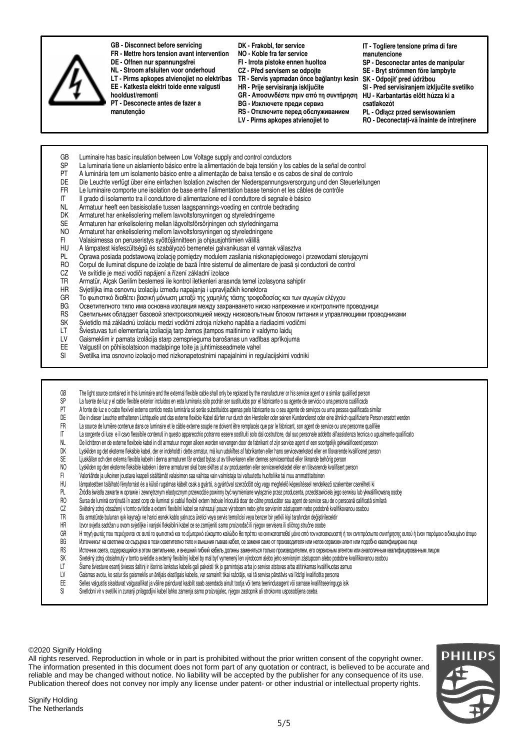GB - Disconnect before servicing
FR - Mettre hors tension avant intervention
DE - Offnen nur spannungsfrei
NL - Stroom afsluiten voor onderhoud
LT - Pirms apkopes atvienojiet no elektrības
EE - Katkesta elektri toide enne valgusti hooldust/remonti
PT - Desconecte antes de fazer a manutenção

DK - Frakobl, før service
NO - Koble fra før service
FI - Irrota pistoke ennen huoltoa
CZ - Před servisem se odpojte
TR - Servis yapmadan önce bağlantıyı kesin
HR - Prije servisiranja isključite
GR - Αποσυνδέστε πριν από τη συντήρηση
BG - Изключете преди сервиз
RS - Отключите перед обслуживанием
LV - Pirms apkopes atvienojiet to

IT - Togliere tensione prima di fare manutencione
SP - Desconectar antes de manipular
SE - Bryt strömmen före lampbyte
SK - Odpojiť pred údržbou
SI - Pred servisiranjem izključite svetilko
HU - Karbantartás előtt húzza ki a csatlakozót
PL - Odłącz przed serwisowaniem
RO - Deconectați-vă înainte de întreținere

| | |
|---|---|
| GB | Luminaire has basic insulation between Low Voltage supply and control conductors |
| SP | La luminaria tiene un aislamiento básico entre la alimentación de baja tensión y los cables de la señal de control |
| PT | A luminária tem um isolamento básico entre a alimentação de baixa tensão e os cabos de sinal de controlo |
| DE | Die Leuchte verfügt über eine einfachen Isolation zwischen der Niederspannungsversorgung und den Steuerleitungen |
| FR | Le luminaire comporte une isolation de base entre l'alimentation basse tension et les câbles de contrôle |
| IT | Il grado di isolamento tra il conduttore di alimentazione ed il conduttore di segnale è básico |
| NL | Armatuur heeft een basisisolatie tussen laagspannings-voeding en controle bedrading |
| DK | Armaturet har enkelisolering mellem lavvoltsforsyningen og styreledningerne |
| SE | Armaturen har enkelisolering mellan lågvoltsförsörjningen och styrledningarna |
| NO | Armaturet har enkelisolering mellom lavvoltsforsyningen og styreledningene |
| FI | Valaisimessa on peruseristys syöttöjännitteen ja ohjausjohtimien välillä |
| HU | A lámpatest kisfeszültségű és szabályozó bemenetei galvanikusan el vannak választva |
| PL | Oprawa posiada podstawową izolację pomiędzy modułem zasilania niskonapięciowego i przewodami sterującymi |
| RO | Corpul de iluminat dispune de izolație de bază între sistemul de alimentare de joasă și conductorii de control |
| CZ | Ve svítidle je mezi vodiči napájení a řízení základní izolace |
| TR | Armatür, Alçak Gerilim beslemesi ile kontrol iletkenleri arasında temel izolasyona sahiptir |
| HR | Svjetiljka ima osnovnu izolaciju između napajanja i upravljačkih konektora |
| GR | Το φωτιστικό διαθέτει βασική μόνωση μεταξύ της χαμηλής τάσης τροφοδοσίας και των αγωγών ελέγχου |
| BG | Осветителното тяло има основна изолация между захранването ниско напрежение и контролните проводници |
| RS | Светильник обладает базовой электроизоляцией между низковольтным блоком питания и управляющими проводниками |
| SK | Svietidlo má základnú izoláciu medzi vodičmi zdroja nízkeho napätia a riadiacimi vodičmi |
| LT | Šviestuvas turi elementarią izoliaciją tarp žemos įtampos maitinimo ir valdymo laidų |
| LV | Gaismeklim ir pamata izolācija starp zemsprieguma barošanas un vadības aprīkojuma |
| EE | Valgustil on põhiisolatsioon madalpinge toite ja juhtimisseadmete vahel |
| SI | Svetilka ima osnovno izolacijo med nizkonapetostnimi napajalnimi in regulacijskimi vodniki |

| | |
|---|---|
| GB | The light source contained in this luminaire and the external flexible cable shall only be replaced by the manufacturer or his service agent or a similar qualified person |
| SP | La fuente de luz y el cable flexible exterior incluidos en esta luminaria sólo podrán ser sustituidos por el fabricante o su agente de servicio o una persona cualificada |
| PT | A fonte de luz e o cabo flexível externo contido nesta luminária só serão substituídos apenas pelo fabricante ou o seu agente de serviços ou uma pessoa qualificada similar |
| DE | Die in dieser Leuchte enthaltenen Lichtquelle und das externe flexible Kabel dürfen nur durch den Hersteller oder seinen Kundendienst oder eine ähnlich qualifizierte Person ersetzt werden |
| FR | La source de lumière contenue dans ce luminaire et le câble externe souple ne doivent être remplacés que par le fabricant, son agent de service ou une personne qualifiée |
| IT | La sorgente di luce e il cavo flessibile contenuti in questo apparecchio potranno essere sostituiti solo dal costruttore, dal suo personale addetto all'assistenza tecnica o ugualmente qualificato |
| NL | De lichtbron en de externe flexibele kabel in dit armatuur mogen alleen worden vervangen door de fabrikant of zijn service agent of een soortgelijk gekwalificeerd persoon |
| DK | Lyskilden og det eksterne fleksible kabel, der er indeholdt i dette armatur, må kun udskiftes af fabrikanten eller hans serviceværksted eller en tilsvarende kvalificeret person |
| SE | Ljuskällan och den externa flexibla kabeln i denna armaturen får endast bytas ut av tillverkaren eller dennes serviceombud eller liknande behörig person |
| NO | Lyskilden og den eksterne fleksible kabelen i denne armaturen skal bare skiftes ut av produsenten eller serviceverkstedet eller en tilsvarende kvalifisert person |
| FI | Valonlähde ja ulkoinen joustava kaapeli sisältämät valaisimen saa vaihtaa vain valmistaja tai valtuutettu huoltoliike tai muu ammattitaitoinen |
| HU | lámpatestben található fényforrást és a külső rugalmas kábelt csak a gyártó, a gyártóval szerződött cég vagy megfelelő képesítéssel rendelkező szakember cserélheti ki |
| PL | Źródła światła zawarte w oprawie i zewnętrznym elastycznym przewodzie powinny być wymieniane wyłącznie przez producenta, przedstawiciela jego serwisu lub ykwalifikowaną osobę |
| RO | Sursa de lumină conținută în acest corp de iluminat și cablul flexibil extern trebuie înlocuită doar de către producător sau agent de service sau de o persoană calificată similară |
| CZ | Světelný zdroj obsažený v tomto svítidle a externí flexibilní kabel se nahrazují pouze výrobcem nebo jeho servisním zástupcem nebo podobně kvalifikovanou osobou |
| TR | Bu armatürde bulunan ışık kaynağı ve harici esnek kablo yalnızca üretici veya servis temsilcisi veya benzer bir yetkili kişi tarafından değiştirilecektir |
| HR | Izvor svjetla sadržan u ovom svjetiljke i vanjski fleksibilni kabel ce se zamijeniti samo proizvođač ili njegov servisera ili sličnog stručne osobe |
| GR | Η πηγή φωτός που περιέχονται σε αυτό το φωτιστικό και το εξωτερικό εύκαμπτο καλώδιο θα πρέπει να αντικατασταθεί μόνο από τον κατασκευαστή ή τον αντιπρόσωπο συντήρησης αυτού ή έναν παρόμοιο ειδικευμένο άτομο |
| BG | Източникът на светлина се съдържа в този осветително тяло и външния гъвкав кабел, се заменя само от производителя или негов сервизен агент или подобно квалифицирано лице |
| RS | Источник света, содержащийся в этом светильнике, и внешний гибкий кабель должны заменяться только производителем, его сервисным агентом или аналогичным квалифицированным лицом |
| SK | Svetelný zdroj obsiahnutý v tomto svietidle a externý flexibilný kábel by mal byť vymenený len výrobcom alebo jeho servisným zástupcom alebo podobne kvalifikovanou osobou |
| LT | Šiame šviestuve esantį šviesos šaltinį ir išorinis lankstus kabelis gali pakeisti tik jo gamintojas arba jo serviso atstovas arba atitinkamas kvalifikuotas asmuo |
| LV | Gaismas avotu, ko satur šis gaismeklis un ārējais elastīgais kabelis, var samainīt tikai ražotājs, vai tā servisa pārstāvis vai līdzīgi kvalificēta persona |
| EE | Selles valgustis sisalduvat valgusallikat ja väline painduvat kaablit saab asendada ainult tootja või tema teenindusagent või sarnase kvalifitseeringuga isik |
| SI | Svetlobni vir v svetilki in zunanji prilagodljivi kabel lahko zamenja samo proizvajalec, njegov zastopnik ali strokovno usposobljena oseba |

©2020 Signify Holding
All rights reserved. Reproduction in whole or in part is prohibited without the prior written consent of the copyright owner. The information presented in this document does not form part of any quotation or contract, is believed to be accurate and reliable and may be changed without notice. No liability will be accepted by the publisher for any consequence of its use. Publication thereof does not convey nor imply any license under patent- or other industrial or intellectual property rights.

Signify Holding
The Netherlands

PHILIPS